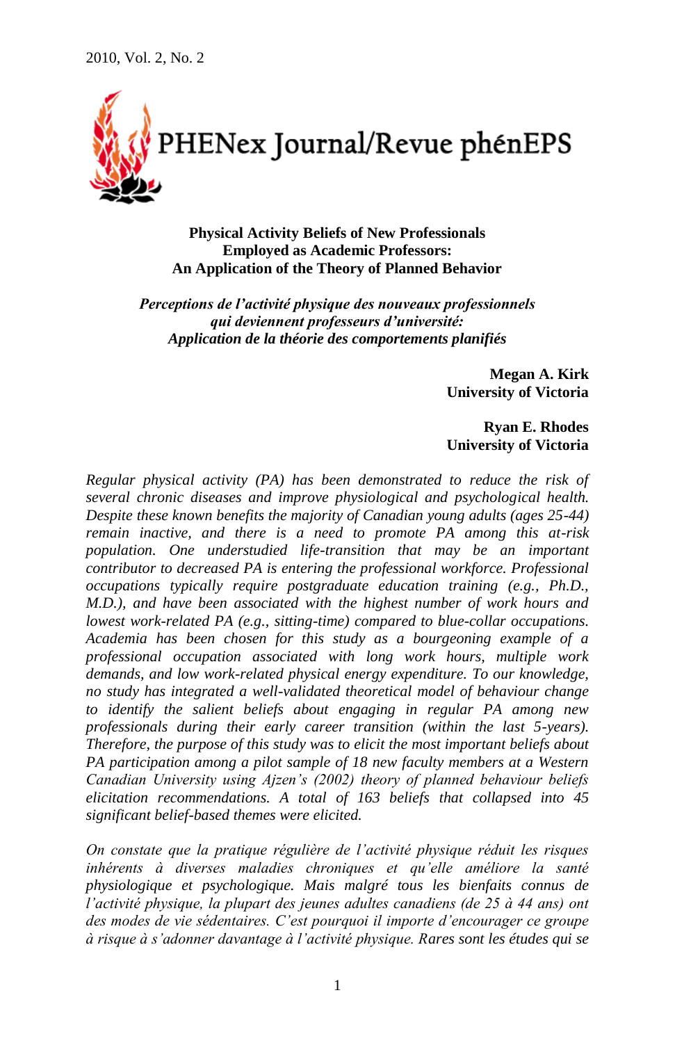# Physical Activity Beliefs of New Professionals Employed as Academic Professors: An Application of the Theory of Planned Behavior

***Perceptions de l'activité physique des nouveaux professionnels qui deviennent professeurs d'université: Application de la théorie des comportements planifiés***

**Megan A. Kirk**
**University of Victoria**

**Ryan E. Rhodes**
**University of Victoria**

*Regular physical activity (PA) has been demonstrated to reduce the risk of several chronic diseases and improve physiological and psychological health. Despite these known benefits the majority of Canadian young adults (ages 25-44) remain inactive, and there is a need to promote PA among this at-risk population. One understudied life-transition that may be an important contributor to decreased PA is entering the professional workforce. Professional occupations typically require postgraduate education training (e.g., Ph.D., M.D.), and have been associated with the highest number of work hours and lowest work-related PA (e.g., sitting-time) compared to blue-collar occupations. Academia has been chosen for this study as a bourgeoning example of a professional occupation associated with long work hours, multiple work demands, and low work-related physical energy expenditure. To our knowledge, no study has integrated a well-validated theoretical model of behaviour change to identify the salient beliefs about engaging in regular PA among new professionals during their early career transition (within the last 5-years). Therefore, the purpose of this study was to elicit the most important beliefs about PA participation among a pilot sample of 18 new faculty members at a Western Canadian University using Ajzen's (2002) theory of planned behaviour beliefs elicitation recommendations. A total of 163 beliefs that collapsed into 45 significant belief-based themes were elicited.*

*On constate que la pratique régulière de l'activité physique réduit les risques inhérents à diverses maladies chroniques et qu'elle améliore la santé physiologique et psychologique. Mais malgré tous les bienfaits connus de l'activité physique, la plupart des jeunes adultes canadiens (de 25 à 44 ans) ont des modes de vie sédentaires. C'est pourquoi il importe d'encourager ce groupe à risque à s'adonner davantage à l'activité physique. Rares sont les études qui se*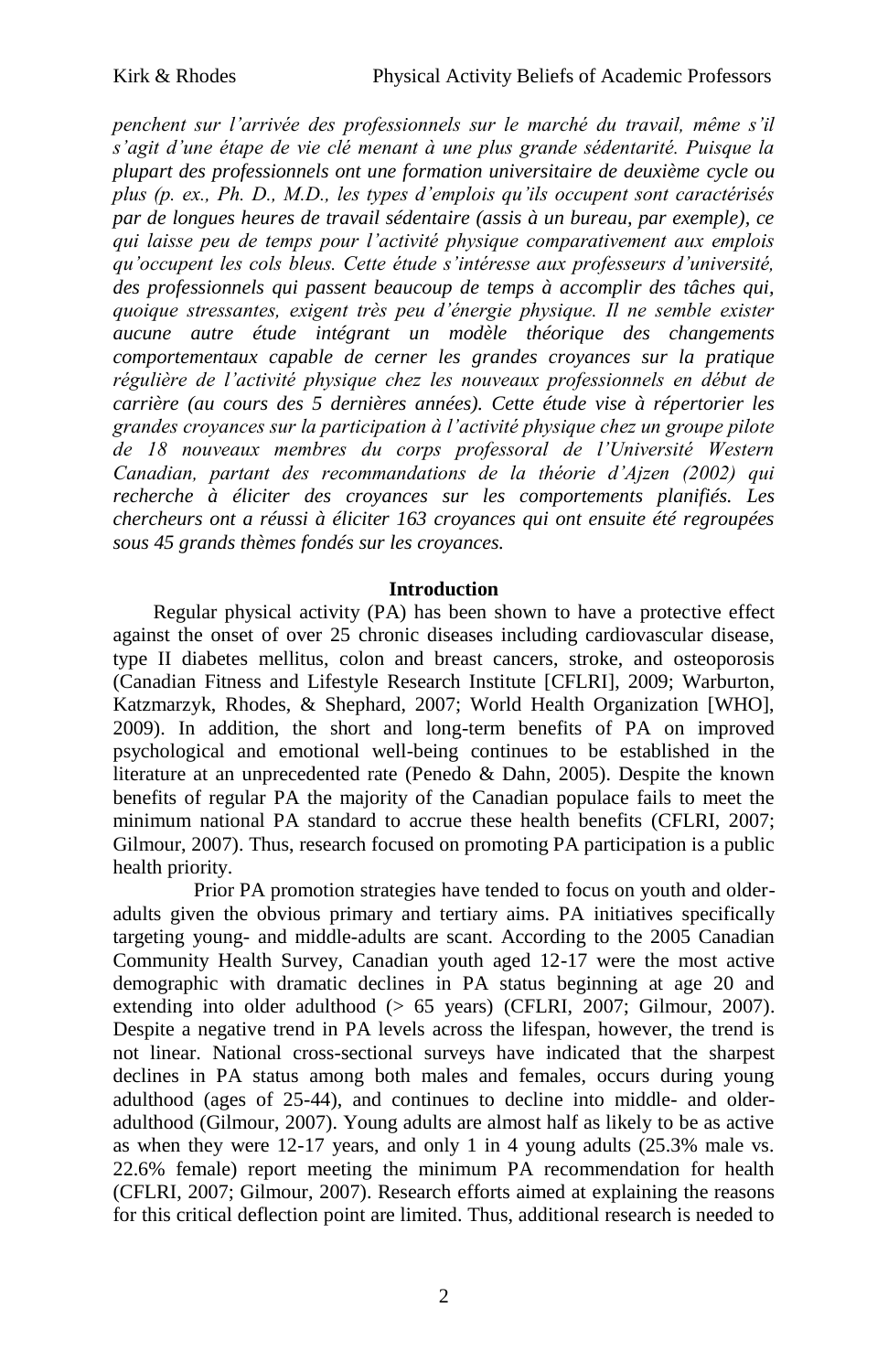*penchent sur l'arrivée des professionnels sur le marché du travail, même s'il s'agit d'une étape de vie clé menant à une plus grande sédentarité. Puisque la plupart des professionnels ont une formation universitaire de deuxième cycle ou plus (p. ex., Ph. D., M.D., les types d'emplois qu'ils occupent sont caractérisés par de longues heures de travail sédentaire (assis à un bureau, par exemple), ce qui laisse peu de temps pour l'activité physique comparativement aux emplois qu'occupent les cols bleus. Cette étude s'intéresse aux professeurs d'université, des professionnels qui passent beaucoup de temps à accomplir des tâches qui, quoique stressantes, exigent très peu d'énergie physique. Il ne semble exister aucune autre étude intégrant un modèle théorique des changements comportementaux capable de cerner les grandes croyances sur la pratique régulière de l'activité physique chez les nouveaux professionnels en début de carrière (au cours des 5 dernières années). Cette étude vise à répertorier les grandes croyances sur la participation à l'activité physique chez un groupe pilote de 18 nouveaux membres du corps professoral de l'Université Western Canadian, partant des recommandations de la théorie d'Ajzen (2002) qui recherche à éliciter des croyances sur les comportements planifiés. Les chercheurs ont a réussi à éliciter 163 croyances qui ont ensuite été regroupées sous 45 grands thèmes fondés sur les croyances.*

## Introduction

Regular physical activity (PA) has been shown to have a protective effect against the onset of over 25 chronic diseases including cardiovascular disease, type II diabetes mellitus, colon and breast cancers, stroke, and osteoporosis (Canadian Fitness and Lifestyle Research Institute [CFLRI], 2009; Warburton, Katzmarzyk, Rhodes, & Shephard, 2007; World Health Organization [WHO], 2009). In addition, the short and long-term benefits of PA on improved psychological and emotional well-being continues to be established in the literature at an unprecedented rate (Penedo & Dahn, 2005). Despite the known benefits of regular PA the majority of the Canadian populace fails to meet the minimum national PA standard to accrue these health benefits (CFLRI, 2007; Gilmour, 2007). Thus, research focused on promoting PA participation is a public health priority.

Prior PA promotion strategies have tended to focus on youth and older-adults given the obvious primary and tertiary aims. PA initiatives specifically targeting young- and middle-adults are scant. According to the 2005 Canadian Community Health Survey, Canadian youth aged 12-17 were the most active demographic with dramatic declines in PA status beginning at age 20 and extending into older adulthood (> 65 years) (CFLRI, 2007; Gilmour, 2007). Despite a negative trend in PA levels across the lifespan, however, the trend is not linear. National cross-sectional surveys have indicated that the sharpest declines in PA status among both males and females, occurs during young adulthood (ages of 25-44), and continues to decline into middle- and older-adulthood (Gilmour, 2007). Young adults are almost half as likely to be as active as when they were 12-17 years, and only 1 in 4 young adults (25.3% male vs. 22.6% female) report meeting the minimum PA recommendation for health (CFLRI, 2007; Gilmour, 2007). Research efforts aimed at explaining the reasons for this critical deflection point are limited. Thus, additional research is needed to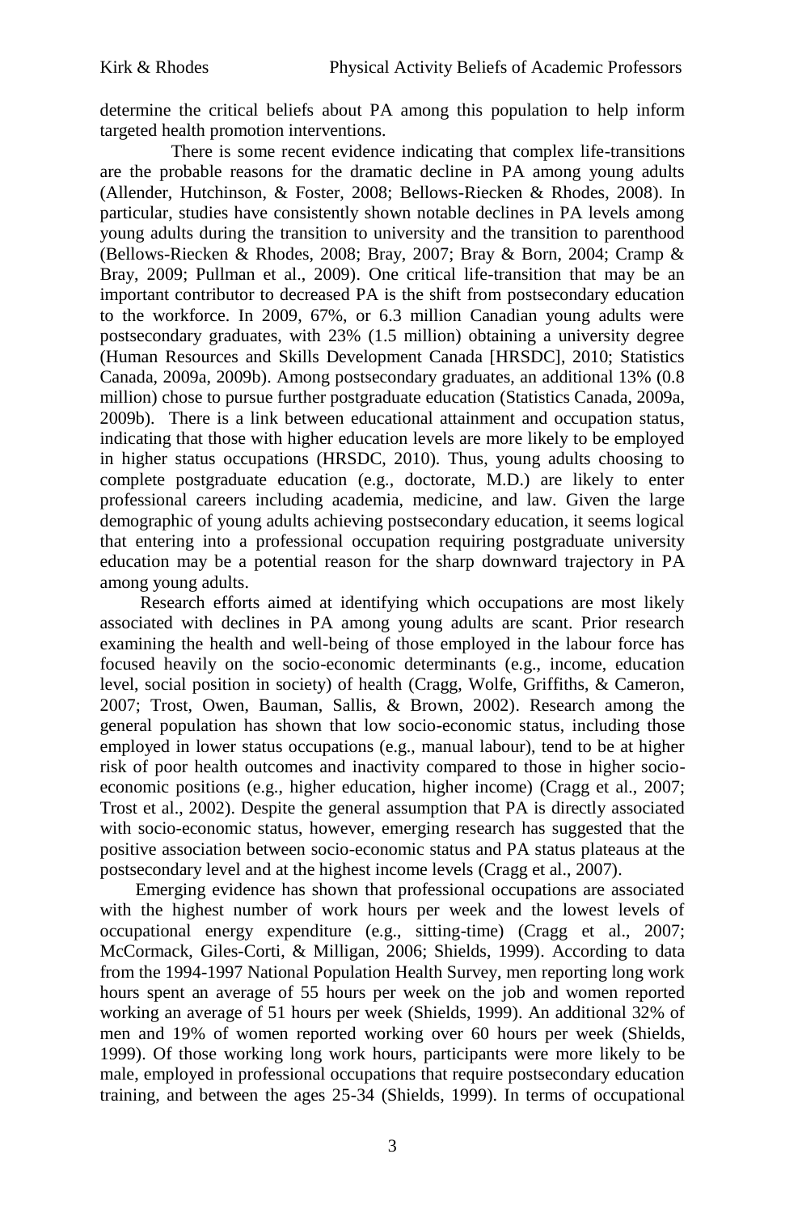determine the critical beliefs about PA among this population to help inform targeted health promotion interventions.

There is some recent evidence indicating that complex life-transitions are the probable reasons for the dramatic decline in PA among young adults (Allender, Hutchinson, & Foster, 2008; Bellows-Riecken & Rhodes, 2008). In particular, studies have consistently shown notable declines in PA levels among young adults during the transition to university and the transition to parenthood (Bellows-Riecken & Rhodes, 2008; Bray, 2007; Bray & Born, 2004; Cramp & Bray, 2009; Pullman et al., 2009). One critical life-transition that may be an important contributor to decreased PA is the shift from postsecondary education to the workforce. In 2009, 67%, or 6.3 million Canadian young adults were postsecondary graduates, with 23% (1.5 million) obtaining a university degree (Human Resources and Skills Development Canada [HRSDC], 2010; Statistics Canada, 2009a, 2009b). Among postsecondary graduates, an additional 13% (0.8 million) chose to pursue further postgraduate education (Statistics Canada, 2009a, 2009b). There is a link between educational attainment and occupation status, indicating that those with higher education levels are more likely to be employed in higher status occupations (HRSDC, 2010). Thus, young adults choosing to complete postgraduate education (e.g., doctorate, M.D.) are likely to enter professional careers including academia, medicine, and law. Given the large demographic of young adults achieving postsecondary education, it seems logical that entering into a professional occupation requiring postgraduate university education may be a potential reason for the sharp downward trajectory in PA among young adults.

Research efforts aimed at identifying which occupations are most likely associated with declines in PA among young adults are scant. Prior research examining the health and well-being of those employed in the labour force has focused heavily on the socio-economic determinants (e.g., income, education level, social position in society) of health (Cragg, Wolfe, Griffiths, & Cameron, 2007; Trost, Owen, Bauman, Sallis, & Brown, 2002). Research among the general population has shown that low socio-economic status, including those employed in lower status occupations (e.g., manual labour), tend to be at higher risk of poor health outcomes and inactivity compared to those in higher socio-economic positions (e.g., higher education, higher income) (Cragg et al., 2007; Trost et al., 2002). Despite the general assumption that PA is directly associated with socio-economic status, however, emerging research has suggested that the positive association between socio-economic status and PA status plateaus at the postsecondary level and at the highest income levels (Cragg et al., 2007).

Emerging evidence has shown that professional occupations are associated with the highest number of work hours per week and the lowest levels of occupational energy expenditure (e.g., sitting-time) (Cragg et al., 2007; McCormack, Giles-Corti, & Milligan, 2006; Shields, 1999). According to data from the 1994-1997 National Population Health Survey, men reporting long work hours spent an average of 55 hours per week on the job and women reported working an average of 51 hours per week (Shields, 1999). An additional 32% of men and 19% of women reported working over 60 hours per week (Shields, 1999). Of those working long work hours, participants were more likely to be male, employed in professional occupations that require postsecondary education training, and between the ages 25-34 (Shields, 1999). In terms of occupational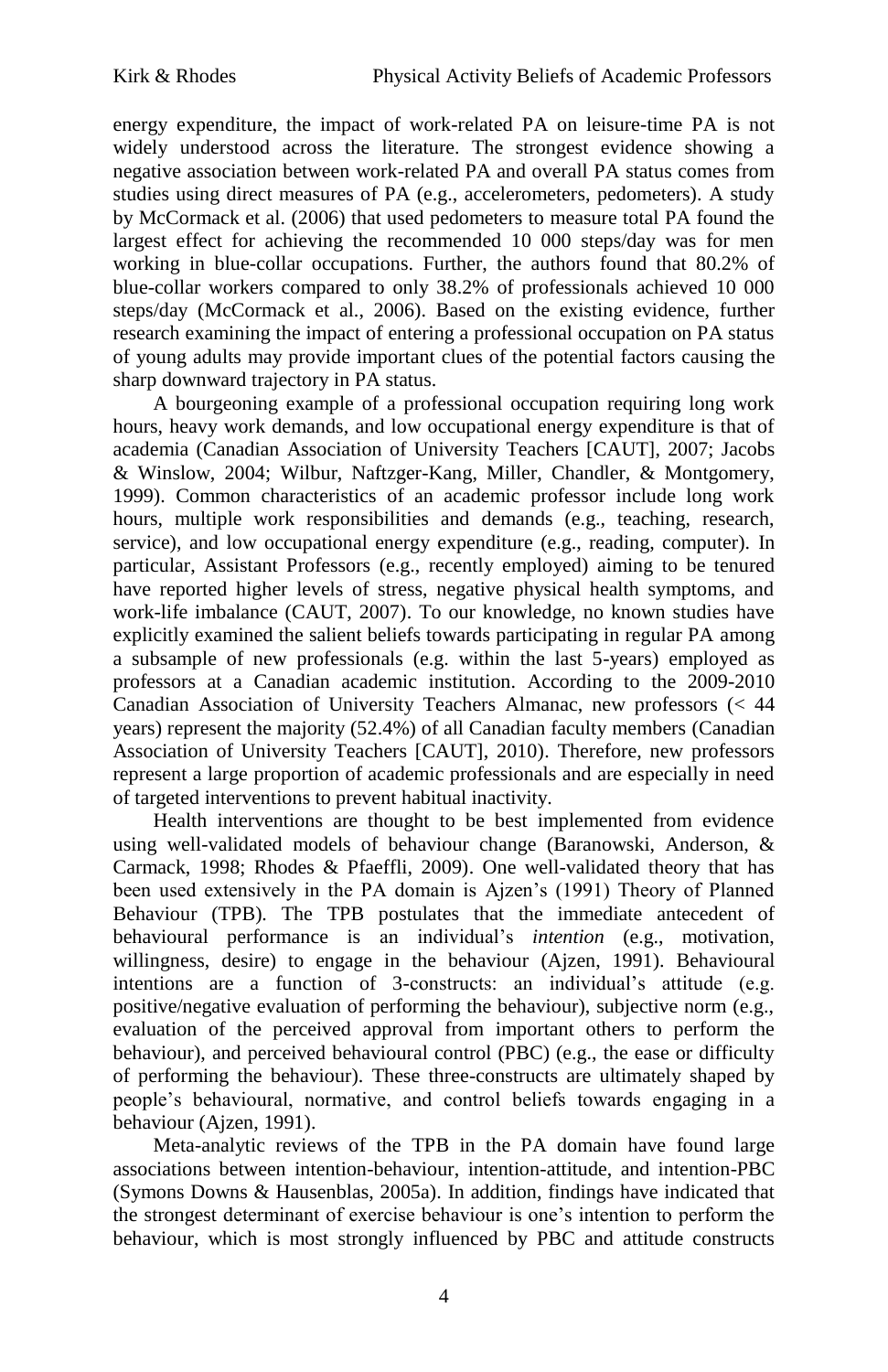energy expenditure, the impact of work-related PA on leisure-time PA is not widely understood across the literature. The strongest evidence showing a negative association between work-related PA and overall PA status comes from studies using direct measures of PA (e.g., accelerometers, pedometers). A study by McCormack et al. (2006) that used pedometers to measure total PA found the largest effect for achieving the recommended 10 000 steps/day was for men working in blue-collar occupations. Further, the authors found that 80.2% of blue-collar workers compared to only 38.2% of professionals achieved 10 000 steps/day (McCormack et al., 2006). Based on the existing evidence, further research examining the impact of entering a professional occupation on PA status of young adults may provide important clues of the potential factors causing the sharp downward trajectory in PA status.

A bourgeoning example of a professional occupation requiring long work hours, heavy work demands, and low occupational energy expenditure is that of academia (Canadian Association of University Teachers [CAUT], 2007; Jacobs & Winslow, 2004; Wilbur, Naftzger-Kang, Miller, Chandler, & Montgomery, 1999). Common characteristics of an academic professor include long work hours, multiple work responsibilities and demands (e.g., teaching, research, service), and low occupational energy expenditure (e.g., reading, computer). In particular, Assistant Professors (e.g., recently employed) aiming to be tenured have reported higher levels of stress, negative physical health symptoms, and work-life imbalance (CAUT, 2007). To our knowledge, no known studies have explicitly examined the salient beliefs towards participating in regular PA among a subsample of new professionals (e.g. within the last 5-years) employed as professors at a Canadian academic institution. According to the 2009-2010 Canadian Association of University Teachers Almanac, new professors (< 44 years) represent the majority (52.4%) of all Canadian faculty members (Canadian Association of University Teachers [CAUT], 2010). Therefore, new professors represent a large proportion of academic professionals and are especially in need of targeted interventions to prevent habitual inactivity.

Health interventions are thought to be best implemented from evidence using well-validated models of behaviour change (Baranowski, Anderson, & Carmack, 1998; Rhodes & Pfaeffli, 2009). One well-validated theory that has been used extensively in the PA domain is Ajzen's (1991) Theory of Planned Behaviour (TPB). The TPB postulates that the immediate antecedent of behavioural performance is an individual's *intention* (e.g., motivation, willingness, desire) to engage in the behaviour (Ajzen, 1991). Behavioural intentions are a function of 3-constructs: an individual's attitude (e.g. positive/negative evaluation of performing the behaviour), subjective norm (e.g., evaluation of the perceived approval from important others to perform the behaviour), and perceived behavioural control (PBC) (e.g., the ease or difficulty of performing the behaviour). These three-constructs are ultimately shaped by people's behavioural, normative, and control beliefs towards engaging in a behaviour (Ajzen, 1991).

Meta-analytic reviews of the TPB in the PA domain have found large associations between intention-behaviour, intention-attitude, and intention-PBC (Symons Downs & Hausenblas, 2005a). In addition, findings have indicated that the strongest determinant of exercise behaviour is one's intention to perform the behaviour, which is most strongly influenced by PBC and attitude constructs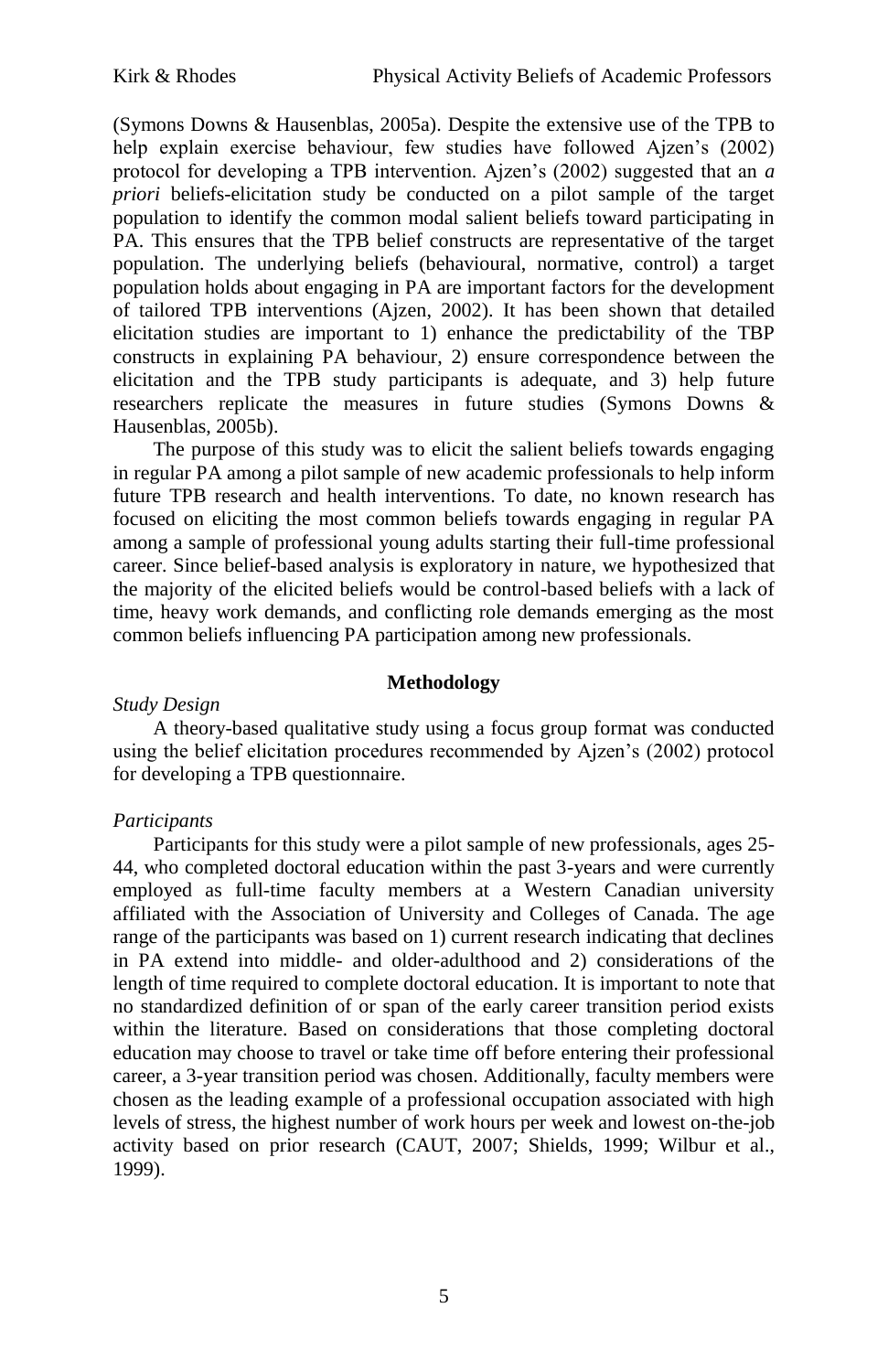(Symons Downs & Hausenblas, 2005a). Despite the extensive use of the TPB to help explain exercise behaviour, few studies have followed Ajzen's (2002) protocol for developing a TPB intervention. Ajzen's (2002) suggested that an *a priori* beliefs-elicitation study be conducted on a pilot sample of the target population to identify the common modal salient beliefs toward participating in PA. This ensures that the TPB belief constructs are representative of the target population. The underlying beliefs (behavioural, normative, control) a target population holds about engaging in PA are important factors for the development of tailored TPB interventions (Ajzen, 2002). It has been shown that detailed elicitation studies are important to 1) enhance the predictability of the TBP constructs in explaining PA behaviour, 2) ensure correspondence between the elicitation and the TPB study participants is adequate, and 3) help future researchers replicate the measures in future studies (Symons Downs & Hausenblas, 2005b).

The purpose of this study was to elicit the salient beliefs towards engaging in regular PA among a pilot sample of new academic professionals to help inform future TPB research and health interventions. To date, no known research has focused on eliciting the most common beliefs towards engaging in regular PA among a sample of professional young adults starting their full-time professional career. Since belief-based analysis is exploratory in nature, we hypothesized that the majority of the elicited beliefs would be control-based beliefs with a lack of time, heavy work demands, and conflicting role demands emerging as the most common beliefs influencing PA participation among new professionals.

## Methodology

*Study Design*

A theory-based qualitative study using a focus group format was conducted using the belief elicitation procedures recommended by Ajzen's (2002) protocol for developing a TPB questionnaire.

*Participants*

Participants for this study were a pilot sample of new professionals, ages 25-44, who completed doctoral education within the past 3-years and were currently employed as full-time faculty members at a Western Canadian university affiliated with the Association of University and Colleges of Canada. The age range of the participants was based on 1) current research indicating that declines in PA extend into middle- and older-adulthood and 2) considerations of the length of time required to complete doctoral education. It is important to note that no standardized definition of or span of the early career transition period exists within the literature. Based on considerations that those completing doctoral education may choose to travel or take time off before entering their professional career, a 3-year transition period was chosen. Additionally, faculty members were chosen as the leading example of a professional occupation associated with high levels of stress, the highest number of work hours per week and lowest on-the-job activity based on prior research (CAUT, 2007; Shields, 1999; Wilbur et al., 1999).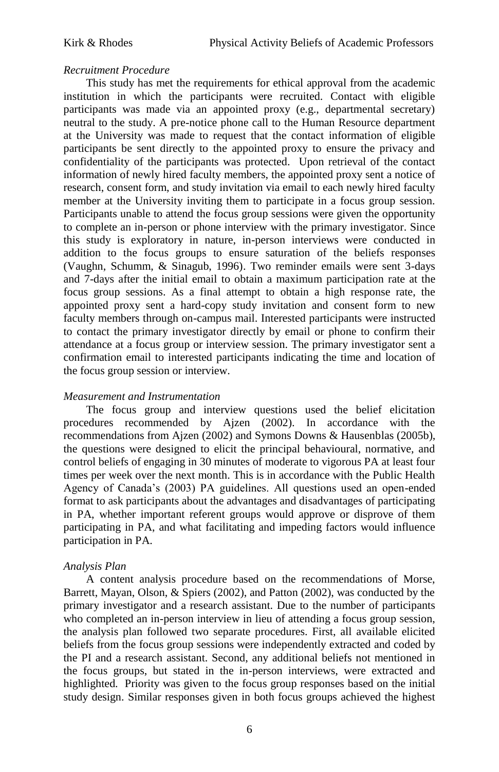*Recruitment Procedure*

This study has met the requirements for ethical approval from the academic institution in which the participants were recruited. Contact with eligible participants was made via an appointed proxy (e.g., departmental secretary) neutral to the study. A pre-notice phone call to the Human Resource department at the University was made to request that the contact information of eligible participants be sent directly to the appointed proxy to ensure the privacy and confidentiality of the participants was protected. Upon retrieval of the contact information of newly hired faculty members, the appointed proxy sent a notice of research, consent form, and study invitation via email to each newly hired faculty member at the University inviting them to participate in a focus group session. Participants unable to attend the focus group sessions were given the opportunity to complete an in-person or phone interview with the primary investigator. Since this study is exploratory in nature, in-person interviews were conducted in addition to the focus groups to ensure saturation of the beliefs responses (Vaughn, Schumm, & Sinagub, 1996). Two reminder emails were sent 3-days and 7-days after the initial email to obtain a maximum participation rate at the focus group sessions. As a final attempt to obtain a high response rate, the appointed proxy sent a hard-copy study invitation and consent form to new faculty members through on-campus mail. Interested participants were instructed to contact the primary investigator directly by email or phone to confirm their attendance at a focus group or interview session. The primary investigator sent a confirmation email to interested participants indicating the time and location of the focus group session or interview.

*Measurement and Instrumentation*

The focus group and interview questions used the belief elicitation procedures recommended by Ajzen (2002). In accordance with the recommendations from Ajzen (2002) and Symons Downs & Hausenblas (2005b), the questions were designed to elicit the principal behavioural, normative, and control beliefs of engaging in 30 minutes of moderate to vigorous PA at least four times per week over the next month. This is in accordance with the Public Health Agency of Canada's (2003) PA guidelines. All questions used an open-ended format to ask participants about the advantages and disadvantages of participating in PA, whether important referent groups would approve or disprove of them participating in PA, and what facilitating and impeding factors would influence participation in PA.

*Analysis Plan*

A content analysis procedure based on the recommendations of Morse, Barrett, Mayan, Olson, & Spiers (2002), and Patton (2002), was conducted by the primary investigator and a research assistant. Due to the number of participants who completed an in-person interview in lieu of attending a focus group session, the analysis plan followed two separate procedures. First, all available elicited beliefs from the focus group sessions were independently extracted and coded by the PI and a research assistant. Second, any additional beliefs not mentioned in the focus groups, but stated in the in-person interviews, were extracted and highlighted. Priority was given to the focus group responses based on the initial study design. Similar responses given in both focus groups achieved the highest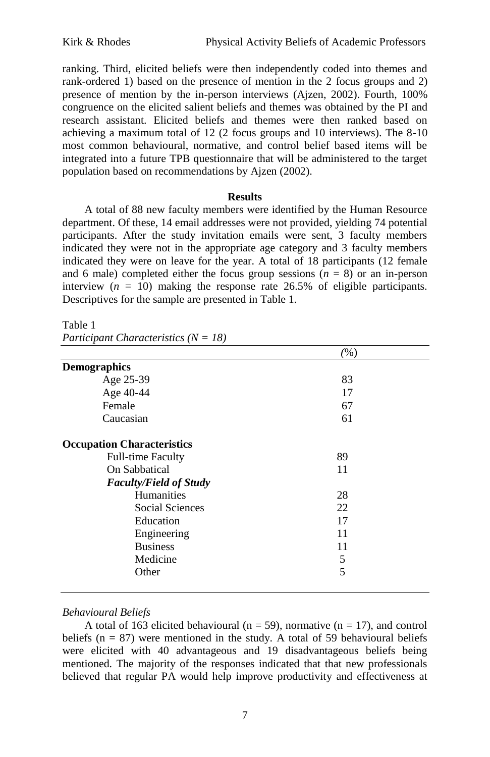ranking. Third, elicited beliefs were then independently coded into themes and rank-ordered 1) based on the presence of mention in the 2 focus groups and 2) presence of mention by the in-person interviews (Ajzen, 2002). Fourth, 100% congruence on the elicited salient beliefs and themes was obtained by the PI and research assistant. Elicited beliefs and themes were then ranked based on achieving a maximum total of 12 (2 focus groups and 10 interviews). The 8-10 most common behavioural, normative, and control belief based items will be integrated into a future TPB questionnaire that will be administered to the target population based on recommendations by Ajzen (2002).

## Results

A total of 88 new faculty members were identified by the Human Resource department. Of these, 14 email addresses were not provided, yielding 74 potential participants. After the study invitation emails were sent, 3 faculty members indicated they were not in the appropriate age category and 3 faculty members indicated they were on leave for the year. A total of 18 participants (12 female and 6 male) completed either the focus group sessions ($n$ = 8) or an in-person interview ($n$ = 10) making the response rate 26.5% of eligible participants. Descriptives for the sample are presented in Table 1.

Table 1
*Participant Characteristics (N = 18)*

| | (%) |
|---|---|
| **Demographics** | |
| Age 25-39 | 83 |
| Age 40-44 | 17 |
| Female | 67 |
| Caucasian | 61 |
| **Occupation Characteristics** | |
| Full-time Faculty | 89 |
| On Sabbatical | 11 |
| ***Faculty/Field of Study*** | |
| Humanities | 28 |
| Social Sciences | 22 |
| Education | 17 |
| Engineering | 11 |
| Business | 11 |
| Medicine | 5 |
| Other | 5 |

### *Behavioural Beliefs*

A total of 163 elicited behavioural (n = 59), normative (n = 17), and control beliefs (n = 87) were mentioned in the study. A total of 59 behavioural beliefs were elicited with 40 advantageous and 19 disadvantageous beliefs being mentioned. The majority of the responses indicated that that new professionals believed that regular PA would help improve productivity and effectiveness at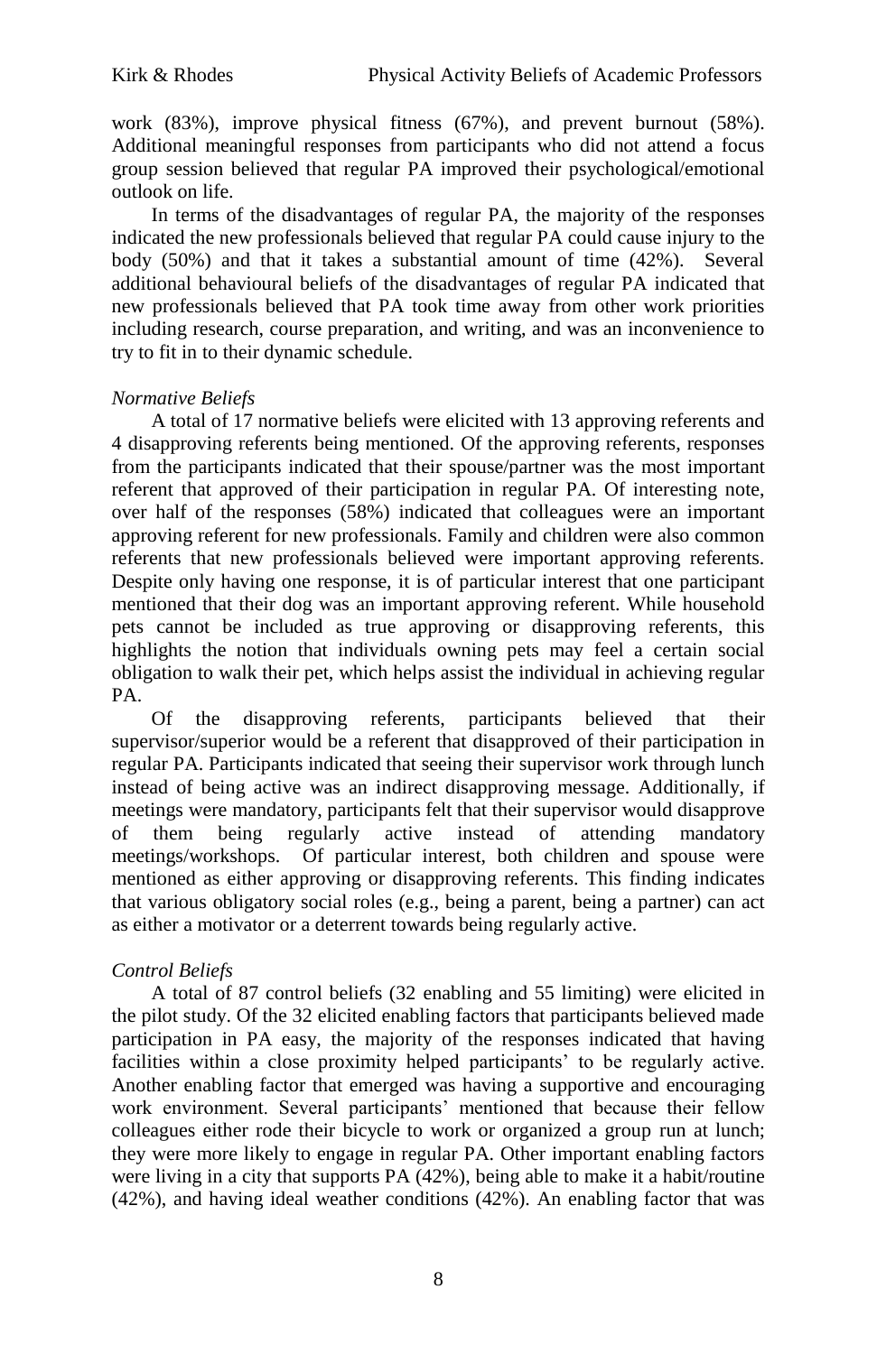work (83%), improve physical fitness (67%), and prevent burnout (58%). Additional meaningful responses from participants who did not attend a focus group session believed that regular PA improved their psychological/emotional outlook on life.

In terms of the disadvantages of regular PA, the majority of the responses indicated the new professionals believed that regular PA could cause injury to the body (50%) and that it takes a substantial amount of time (42%). Several additional behavioural beliefs of the disadvantages of regular PA indicated that new professionals believed that PA took time away from other work priorities including research, course preparation, and writing, and was an inconvenience to try to fit in to their dynamic schedule.

*Normative Beliefs*

A total of 17 normative beliefs were elicited with 13 approving referents and 4 disapproving referents being mentioned. Of the approving referents, responses from the participants indicated that their spouse/partner was the most important referent that approved of their participation in regular PA. Of interesting note, over half of the responses (58%) indicated that colleagues were an important approving referent for new professionals. Family and children were also common referents that new professionals believed were important approving referents. Despite only having one response, it is of particular interest that one participant mentioned that their dog was an important approving referent. While household pets cannot be included as true approving or disapproving referents, this highlights the notion that individuals owning pets may feel a certain social obligation to walk their pet, which helps assist the individual in achieving regular PA.

Of the disapproving referents, participants believed that their supervisor/superior would be a referent that disapproved of their participation in regular PA. Participants indicated that seeing their supervisor work through lunch instead of being active was an indirect disapproving message. Additionally, if meetings were mandatory, participants felt that their supervisor would disapprove of them being regularly active instead of attending mandatory meetings/workshops. Of particular interest, both children and spouse were mentioned as either approving or disapproving referents. This finding indicates that various obligatory social roles (e.g., being a parent, being a partner) can act as either a motivator or a deterrent towards being regularly active.

*Control Beliefs*

A total of 87 control beliefs (32 enabling and 55 limiting) were elicited in the pilot study. Of the 32 elicited enabling factors that participants believed made participation in PA easy, the majority of the responses indicated that having facilities within a close proximity helped participants' to be regularly active. Another enabling factor that emerged was having a supportive and encouraging work environment. Several participants' mentioned that because their fellow colleagues either rode their bicycle to work or organized a group run at lunch; they were more likely to engage in regular PA. Other important enabling factors were living in a city that supports PA (42%), being able to make it a habit/routine (42%), and having ideal weather conditions (42%). An enabling factor that was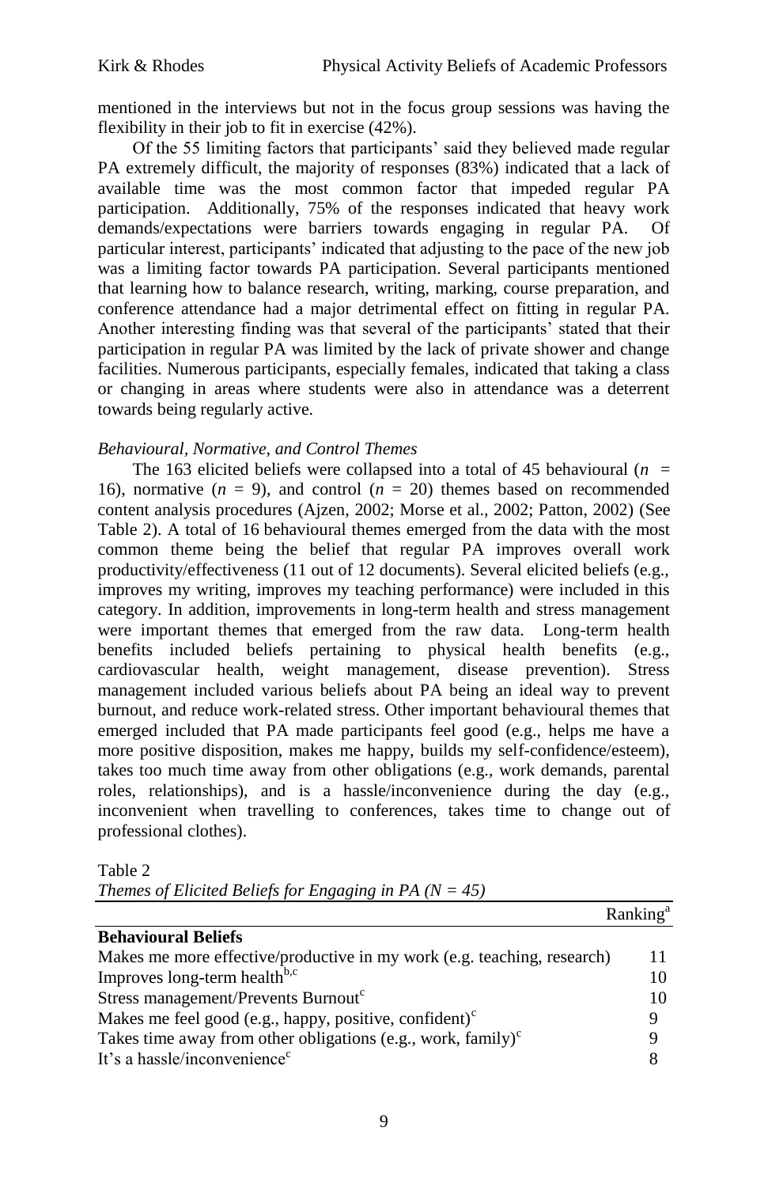mentioned in the interviews but not in the focus group sessions was having the flexibility in their job to fit in exercise (42%).

Of the 55 limiting factors that participants' said they believed made regular PA extremely difficult, the majority of responses (83%) indicated that a lack of available time was the most common factor that impeded regular PA participation. Additionally, 75% of the responses indicated that heavy work demands/expectations were barriers towards engaging in regular PA. Of particular interest, participants' indicated that adjusting to the pace of the new job was a limiting factor towards PA participation. Several participants mentioned that learning how to balance research, writing, marking, course preparation, and conference attendance had a major detrimental effect on fitting in regular PA. Another interesting finding was that several of the participants' stated that their participation in regular PA was limited by the lack of private shower and change facilities. Numerous participants, especially females, indicated that taking a class or changing in areas where students were also in attendance was a deterrent towards being regularly active.

*Behavioural, Normative, and Control Themes*

The 163 elicited beliefs were collapsed into a total of 45 behavioural ($n$ = 16), normative ($n$ = 9), and control ($n$ = 20) themes based on recommended content analysis procedures (Ajzen, 2002; Morse et al., 2002; Patton, 2002) (See Table 2). A total of 16 behavioural themes emerged from the data with the most common theme being the belief that regular PA improves overall work productivity/effectiveness (11 out of 12 documents). Several elicited beliefs (e.g., improves my writing, improves my teaching performance) were included in this category. In addition, improvements in long-term health and stress management were important themes that emerged from the raw data. Long-term health benefits included beliefs pertaining to physical health benefits (e.g., cardiovascular health, weight management, disease prevention). Stress management included various beliefs about PA being an ideal way to prevent burnout, and reduce work-related stress. Other important behavioural themes that emerged included that PA made participants feel good (e.g., helps me have a more positive disposition, makes me happy, builds my self-confidence/esteem), takes too much time away from other obligations (e.g., work demands, parental roles, relationships), and is a hassle/inconvenience during the day (e.g., inconvenient when travelling to conferences, takes time to change out of professional clothes).

Table 2
*Themes of Elicited Beliefs for Engaging in PA (N = 45)*

| | Ranking[a] |
|---|---|
| **Behavioural Beliefs** | |
| Makes me more effective/productive in my work (e.g. teaching, research) | 11 |
| Improves long-term health[b,c] | 10 |
| Stress management/Prevents Burnout[c] | 10 |
| Makes me feel good (e.g., happy, positive, confident)[c] | 9 |
| Takes time away from other obligations (e.g., work, family)[c] | 9 |
| It's a hassle/inconvenience[c] | 8 |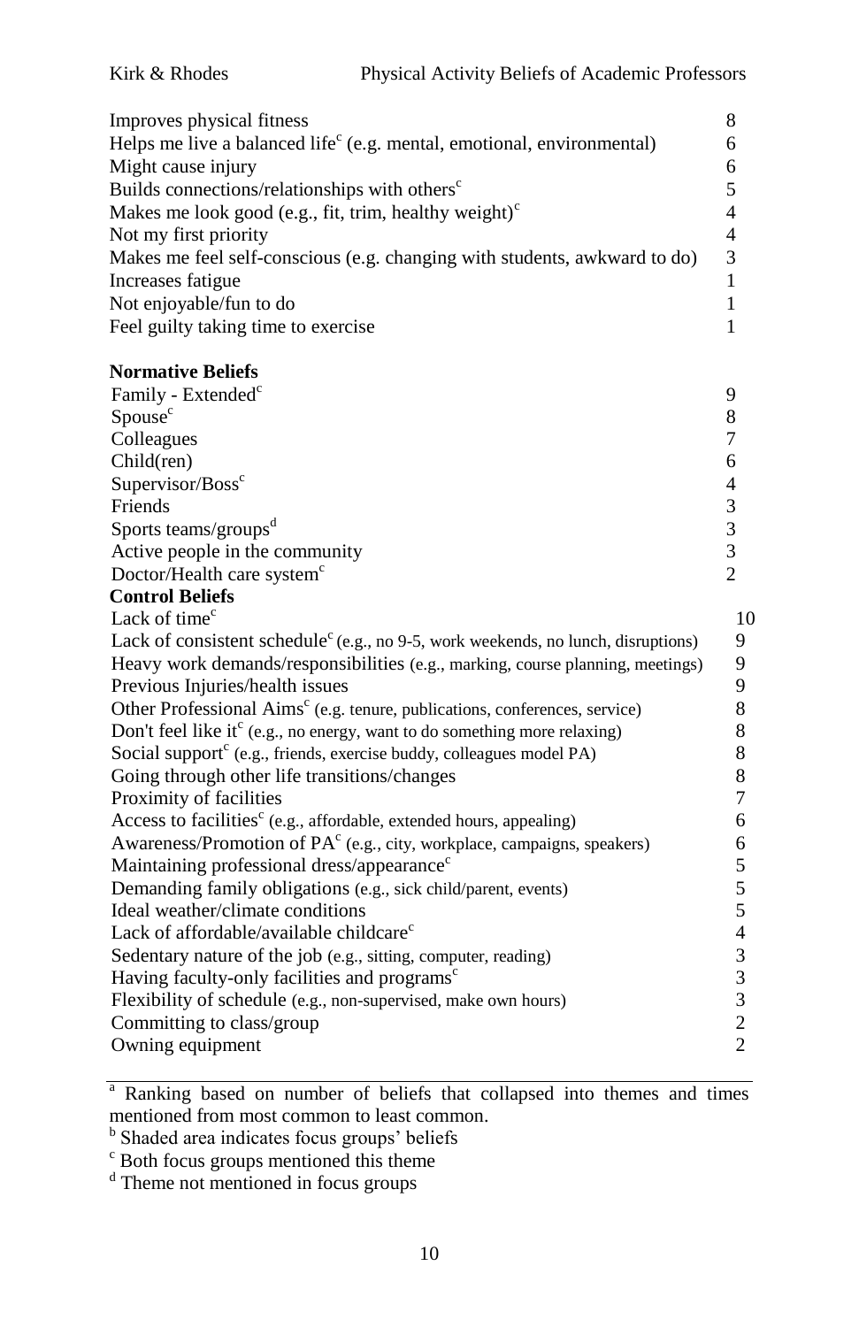| | |
|---|---|
| Improves physical fitness | 8 |
| Helps me live a balanced life[c] (e.g. mental, emotional, environmental) | 6 |
| Might cause injury | 6 |
| Builds connections/relationships with others[c] | 5 |
| Makes me look good (e.g., fit, trim, healthy weight)[c] | 4 |
| Not my first priority | 4 |
| Makes me feel self-conscious (e.g. changing with students, awkward to do) | 3 |
| Increases fatigue | 1 |
| Not enjoyable/fun to do | 1 |
| Feel guilty taking time to exercise | 1 |
| **Normative Beliefs** | |
| Family - Extended[c] | 9 |
| Spouse[c] | 8 |
| Colleagues | 7 |
| Child(ren) | 6 |
| Supervisor/Boss[c] | 4 |
| Friends | 3 |
| Sports teams/groups[d] | 3 |
| Active people in the community | 3 |
| Doctor/Health care system[c] | 2 |
| **Control Beliefs** | |
| Lack of time[c] | 10 |
| Lack of consistent schedule[c] (e.g., no 9-5, work weekends, no lunch, disruptions) | 9 |
| Heavy work demands/responsibilities (e.g., marking, course planning, meetings) | 9 |
| Previous Injuries/health issues | 9 |
| Other Professional Aims[c] (e.g. tenure, publications, conferences, service) | 8 |
| Don't feel like it[c] (e.g., no energy, want to do something more relaxing) | 8 |
| Social support[c] (e.g., friends, exercise buddy, colleagues model PA) | 8 |
| Going through other life transitions/changes | 8 |
| Proximity of facilities | 7 |
| Access to facilities[c] (e.g., affordable, extended hours, appealing) | 6 |
| Awareness/Promotion of PA[c] (e.g., city, workplace, campaigns, speakers) | 6 |
| Maintaining professional dress/appearance[c] | 5 |
| Demanding family obligations (e.g., sick child/parent, events) | 5 |
| Ideal weather/climate conditions | 5 |
| Lack of affordable/available childcare[c] | 4 |
| Sedentary nature of the job (e.g., sitting, computer, reading) | 3 |
| Having faculty-only facilities and programs[c] | 3 |
| Flexibility of schedule (e.g., non-supervised, make own hours) | 3 |
| Committing to class/group | 2 |
| Owning equipment | 2 |

[a] Ranking based on number of beliefs that collapsed into themes and times mentioned from most common to least common.
[b] Shaded area indicates focus groups' beliefs
[c] Both focus groups mentioned this theme
[d] Theme not mentioned in focus groups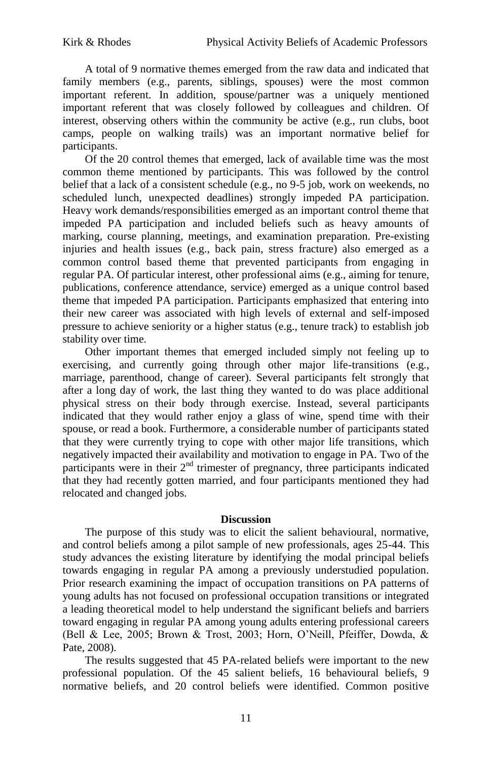A total of 9 normative themes emerged from the raw data and indicated that family members (e.g., parents, siblings, spouses) were the most common important referent. In addition, spouse/partner was a uniquely mentioned important referent that was closely followed by colleagues and children. Of interest, observing others within the community be active (e.g., run clubs, boot camps, people on walking trails) was an important normative belief for participants.

Of the 20 control themes that emerged, lack of available time was the most common theme mentioned by participants. This was followed by the control belief that a lack of a consistent schedule (e.g., no 9-5 job, work on weekends, no scheduled lunch, unexpected deadlines) strongly impeded PA participation. Heavy work demands/responsibilities emerged as an important control theme that impeded PA participation and included beliefs such as heavy amounts of marking, course planning, meetings, and examination preparation. Pre-existing injuries and health issues (e.g., back pain, stress fracture) also emerged as a common control based theme that prevented participants from engaging in regular PA. Of particular interest, other professional aims (e.g., aiming for tenure, publications, conference attendance, service) emerged as a unique control based theme that impeded PA participation. Participants emphasized that entering into their new career was associated with high levels of external and self-imposed pressure to achieve seniority or a higher status (e.g., tenure track) to establish job stability over time.

Other important themes that emerged included simply not feeling up to exercising, and currently going through other major life-transitions (e.g., marriage, parenthood, change of career). Several participants felt strongly that after a long day of work, the last thing they wanted to do was place additional physical stress on their body through exercise. Instead, several participants indicated that they would rather enjoy a glass of wine, spend time with their spouse, or read a book. Furthermore, a considerable number of participants stated that they were currently trying to cope with other major life transitions, which negatively impacted their availability and motivation to engage in PA. Two of the participants were in their 2nd trimester of pregnancy, three participants indicated that they had recently gotten married, and four participants mentioned they had relocated and changed jobs.

## Discussion

The purpose of this study was to elicit the salient behavioural, normative, and control beliefs among a pilot sample of new professionals, ages 25-44. This study advances the existing literature by identifying the modal principal beliefs towards engaging in regular PA among a previously understudied population. Prior research examining the impact of occupation transitions on PA patterns of young adults has not focused on professional occupation transitions or integrated a leading theoretical model to help understand the significant beliefs and barriers toward engaging in regular PA among young adults entering professional careers (Bell & Lee, 2005; Brown & Trost, 2003; Horn, O'Neill, Pfeiffer, Dowda, & Pate, 2008).

The results suggested that 45 PA-related beliefs were important to the new professional population. Of the 45 salient beliefs, 16 behavioural beliefs, 9 normative beliefs, and 20 control beliefs were identified. Common positive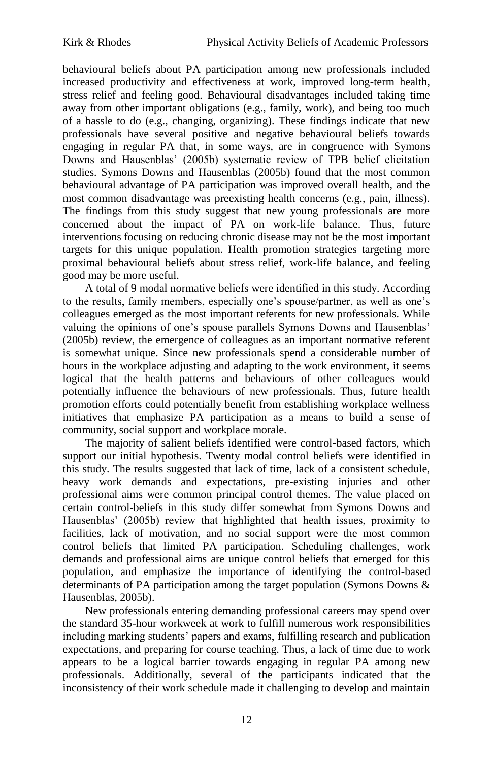behavioural beliefs about PA participation among new professionals included increased productivity and effectiveness at work, improved long-term health, stress relief and feeling good. Behavioural disadvantages included taking time away from other important obligations (e.g., family, work), and being too much of a hassle to do (e.g., changing, organizing). These findings indicate that new professionals have several positive and negative behavioural beliefs towards engaging in regular PA that, in some ways, are in congruence with Symons Downs and Hausenblas' (2005b) systematic review of TPB belief elicitation studies. Symons Downs and Hausenblas (2005b) found that the most common behavioural advantage of PA participation was improved overall health, and the most common disadvantage was preexisting health concerns (e.g., pain, illness). The findings from this study suggest that new young professionals are more concerned about the impact of PA on work-life balance. Thus, future interventions focusing on reducing chronic disease may not be the most important targets for this unique population. Health promotion strategies targeting more proximal behavioural beliefs about stress relief, work-life balance, and feeling good may be more useful.

A total of 9 modal normative beliefs were identified in this study. According to the results, family members, especially one's spouse/partner, as well as one's colleagues emerged as the most important referents for new professionals. While valuing the opinions of one's spouse parallels Symons Downs and Hausenblas' (2005b) review, the emergence of colleagues as an important normative referent is somewhat unique. Since new professionals spend a considerable number of hours in the workplace adjusting and adapting to the work environment, it seems logical that the health patterns and behaviours of other colleagues would potentially influence the behaviours of new professionals. Thus, future health promotion efforts could potentially benefit from establishing workplace wellness initiatives that emphasize PA participation as a means to build a sense of community, social support and workplace morale.

The majority of salient beliefs identified were control-based factors, which support our initial hypothesis. Twenty modal control beliefs were identified in this study. The results suggested that lack of time, lack of a consistent schedule, heavy work demands and expectations, pre-existing injuries and other professional aims were common principal control themes. The value placed on certain control-beliefs in this study differ somewhat from Symons Downs and Hausenblas' (2005b) review that highlighted that health issues, proximity to facilities, lack of motivation, and no social support were the most common control beliefs that limited PA participation. Scheduling challenges, work demands and professional aims are unique control beliefs that emerged for this population, and emphasize the importance of identifying the control-based determinants of PA participation among the target population (Symons Downs & Hausenblas, 2005b).

New professionals entering demanding professional careers may spend over the standard 35-hour workweek at work to fulfill numerous work responsibilities including marking students' papers and exams, fulfilling research and publication expectations, and preparing for course teaching. Thus, a lack of time due to work appears to be a logical barrier towards engaging in regular PA among new professionals. Additionally, several of the participants indicated that the inconsistency of their work schedule made it challenging to develop and maintain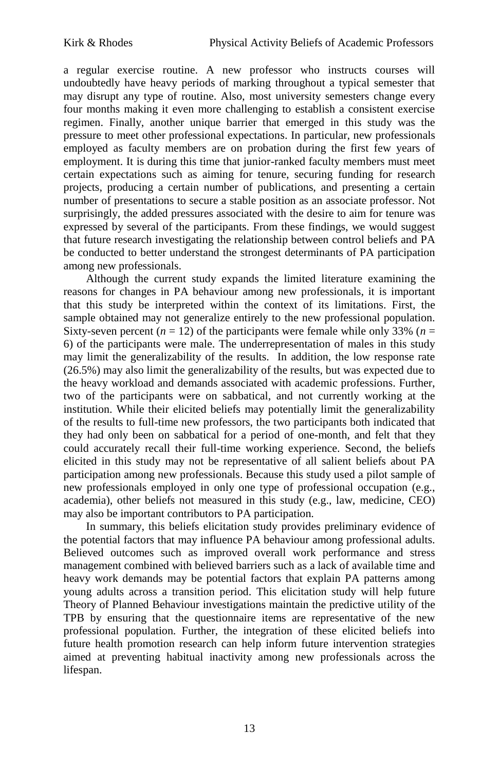a regular exercise routine. A new professor who instructs courses will undoubtedly have heavy periods of marking throughout a typical semester that may disrupt any type of routine. Also, most university semesters change every four months making it even more challenging to establish a consistent exercise regimen. Finally, another unique barrier that emerged in this study was the pressure to meet other professional expectations. In particular, new professionals employed as faculty members are on probation during the first few years of employment. It is during this time that junior-ranked faculty members must meet certain expectations such as aiming for tenure, securing funding for research projects, producing a certain number of publications, and presenting a certain number of presentations to secure a stable position as an associate professor. Not surprisingly, the added pressures associated with the desire to aim for tenure was expressed by several of the participants. From these findings, we would suggest that future research investigating the relationship between control beliefs and PA be conducted to better understand the strongest determinants of PA participation among new professionals.

Although the current study expands the limited literature examining the reasons for changes in PA behaviour among new professionals, it is important that this study be interpreted within the context of its limitations. First, the sample obtained may not generalize entirely to the new professional population. Sixty-seven percent ($n$ = 12) of the participants were female while only 33% ($n$ = 6) of the participants were male. The underrepresentation of males in this study may limit the generalizability of the results. In addition, the low response rate (26.5%) may also limit the generalizability of the results, but was expected due to the heavy workload and demands associated with academic professions. Further, two of the participants were on sabbatical, and not currently working at the institution. While their elicited beliefs may potentially limit the generalizability of the results to full-time new professors, the two participants both indicated that they had only been on sabbatical for a period of one-month, and felt that they could accurately recall their full-time working experience. Second, the beliefs elicited in this study may not be representative of all salient beliefs about PA participation among new professionals. Because this study used a pilot sample of new professionals employed in only one type of professional occupation (e.g., academia), other beliefs not measured in this study (e.g., law, medicine, CEO) may also be important contributors to PA participation.

In summary, this beliefs elicitation study provides preliminary evidence of the potential factors that may influence PA behaviour among professional adults. Believed outcomes such as improved overall work performance and stress management combined with believed barriers such as a lack of available time and heavy work demands may be potential factors that explain PA patterns among young adults across a transition period. This elicitation study will help future Theory of Planned Behaviour investigations maintain the predictive utility of the TPB by ensuring that the questionnaire items are representative of the new professional population. Further, the integration of these elicited beliefs into future health promotion research can help inform future intervention strategies aimed at preventing habitual inactivity among new professionals across the lifespan.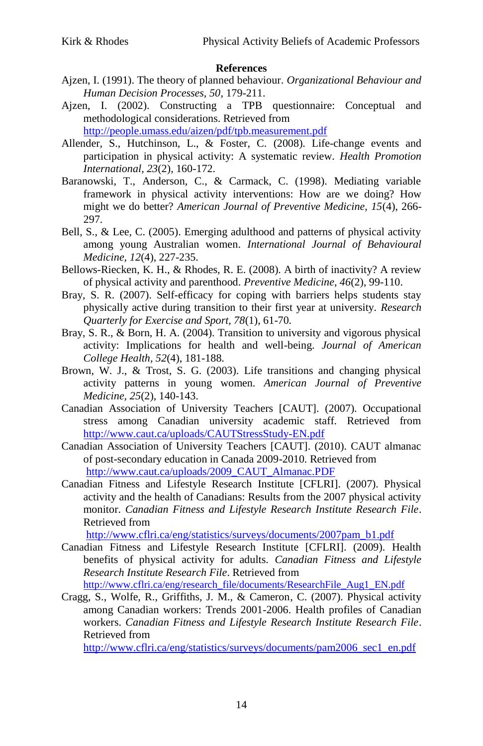**References**

Ajzen, I. (1991). The theory of planned behaviour. *Organizational Behaviour and Human Decision Processes, 50*, 179-211.

Ajzen, I. (2002). Constructing a TPB questionnaire: Conceptual and methodological considerations. Retrieved from http://people.umass.edu/aizen/pdf/tpb.measurement.pdf

Allender, S., Hutchinson, L., & Foster, C. (2008). Life-change events and participation in physical activity: A systematic review. *Health Promotion International, 23*(2), 160-172.

Baranowski, T., Anderson, C., & Carmack, C. (1998). Mediating variable framework in physical activity interventions: How are we doing? How might we do better? *American Journal of Preventive Medicine, 15*(4), 266-297.

Bell, S., & Lee, C. (2005). Emerging adulthood and patterns of physical activity among young Australian women. *International Journal of Behavioural Medicine, 12*(4), 227-235.

Bellows-Riecken, K. H., & Rhodes, R. E. (2008). A birth of inactivity? A review of physical activity and parenthood. *Preventive Medicine, 46*(2), 99-110.

Bray, S. R. (2007). Self-efficacy for coping with barriers helps students stay physically active during transition to their first year at university. *Research Quarterly for Exercise and Sport, 78*(1), 61-70.

Bray, S. R., & Born, H. A. (2004). Transition to university and vigorous physical activity: Implications for health and well-being. *Journal of American College Health, 52*(4), 181-188.

Brown, W. J., & Trost, S. G. (2003). Life transitions and changing physical activity patterns in young women. *American Journal of Preventive Medicine, 25*(2), 140-143.

Canadian Association of University Teachers [CAUT]. (2007). Occupational stress among Canadian university academic staff. Retrieved from http://www.caut.ca/uploads/CAUTStressStudy-EN.pdf

Canadian Association of University Teachers [CAUT]. (2010). CAUT almanac of post-secondary education in Canada 2009-2010. Retrieved from http://www.caut.ca/uploads/2009_CAUT_Almanac.PDF

Canadian Fitness and Lifestyle Research Institute [CFLRI]. (2007). Physical activity and the health of Canadians: Results from the 2007 physical activity monitor. *Canadian Fitness and Lifestyle Research Institute Research File*. Retrieved from http://www.cflri.ca/eng/statistics/surveys/documents/2007pam_b1.pdf

Canadian Fitness and Lifestyle Research Institute [CFLRI]. (2009). Health benefits of physical activity for adults. *Canadian Fitness and Lifestyle Research Institute Research File*. Retrieved from http://www.cflri.ca/eng/research_file/documents/ResearchFile_Aug1_EN.pdf

Cragg, S., Wolfe, R., Griffiths, J. M., & Cameron, C. (2007). Physical activity among Canadian workers: Trends 2001-2006. Health profiles of Canadian workers. *Canadian Fitness and Lifestyle Research Institute Research File*. Retrieved from http://www.cflri.ca/eng/statistics/surveys/documents/pam2006_sec1_en.pdf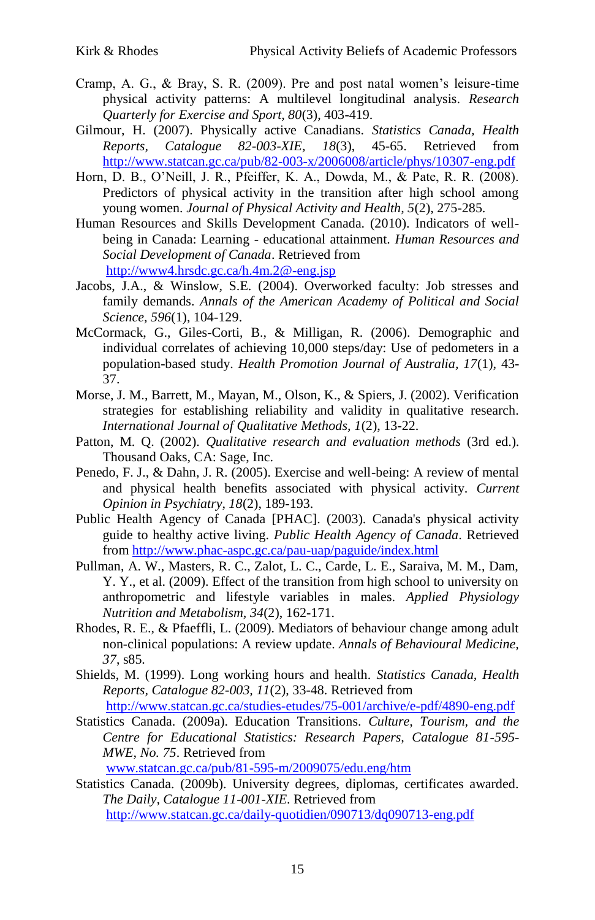Cramp, A. G., & Bray, S. R. (2009). Pre and post natal women's leisure-time physical activity patterns: A multilevel longitudinal analysis. *Research Quarterly for Exercise and Sport, 80*(3), 403-419.

Gilmour, H. (2007). Physically active Canadians. *Statistics Canada, Health Reports, Catalogue 82-003-XIE, 18*(3), 45-65. Retrieved from http://www.statcan.gc.ca/pub/82-003-x/2006008/article/phys/10307-eng.pdf

Horn, D. B., O'Neill, J. R., Pfeiffer, K. A., Dowda, M., & Pate, R. R. (2008). Predictors of physical activity in the transition after high school among young women. *Journal of Physical Activity and Health, 5*(2), 275-285.

Human Resources and Skills Development Canada. (2010). Indicators of well-being in Canada: Learning - educational attainment. *Human Resources and Social Development of Canada*. Retrieved from http://www4.hrsdc.gc.ca/h.4m.2@-eng.jsp

Jacobs, J.A., & Winslow, S.E. (2004). Overworked faculty: Job stresses and family demands. *Annals of the American Academy of Political and Social Science, 596*(1), 104-129.

McCormack, G., Giles-Corti, B., & Milligan, R. (2006). Demographic and individual correlates of achieving 10,000 steps/day: Use of pedometers in a population-based study. *Health Promotion Journal of Australia, 17*(1), 43-37.

Morse, J. M., Barrett, M., Mayan, M., Olson, K., & Spiers, J. (2002). Verification strategies for establishing reliability and validity in qualitative research. *International Journal of Qualitative Methods, 1*(2), 13-22.

Patton, M. Q. (2002). *Qualitative research and evaluation methods* (3rd ed.). Thousand Oaks, CA: Sage, Inc.

Penedo, F. J., & Dahn, J. R. (2005). Exercise and well-being: A review of mental and physical health benefits associated with physical activity. *Current Opinion in Psychiatry, 18*(2), 189-193.

Public Health Agency of Canada [PHAC]. (2003). Canada's physical activity guide to healthy active living. *Public Health Agency of Canada*. Retrieved from http://www.phac-aspc.gc.ca/pau-uap/paguide/index.html

Pullman, A. W., Masters, R. C., Zalot, L. C., Carde, L. E., Saraiva, M. M., Dam, Y. Y., et al. (2009). Effect of the transition from high school to university on anthropometric and lifestyle variables in males. *Applied Physiology Nutrition and Metabolism, 34*(2), 162-171.

Rhodes, R. E., & Pfaeffli, L. (2009). Mediators of behaviour change among adult non-clinical populations: A review update. *Annals of Behavioural Medicine, 37*, s85.

Shields, M. (1999). Long working hours and health. *Statistics Canada, Health Reports, Catalogue 82-003, 11*(2), 33-48. Retrieved from http://www.statcan.gc.ca/studies-etudes/75-001/archive/e-pdf/4890-eng.pdf

Statistics Canada. (2009a). Education Transitions. *Culture, Tourism, and the Centre for Educational Statistics: Research Papers, Catalogue 81-595-MWE, No. 75*. Retrieved from www.statcan.gc.ca/pub/81-595-m/2009075/edu.eng/htm

Statistics Canada. (2009b). University degrees, diplomas, certificates awarded. *The Daily, Catalogue 11-001-XIE*. Retrieved from http://www.statcan.gc.ca/daily-quotidien/090713/dq090713-eng.pdf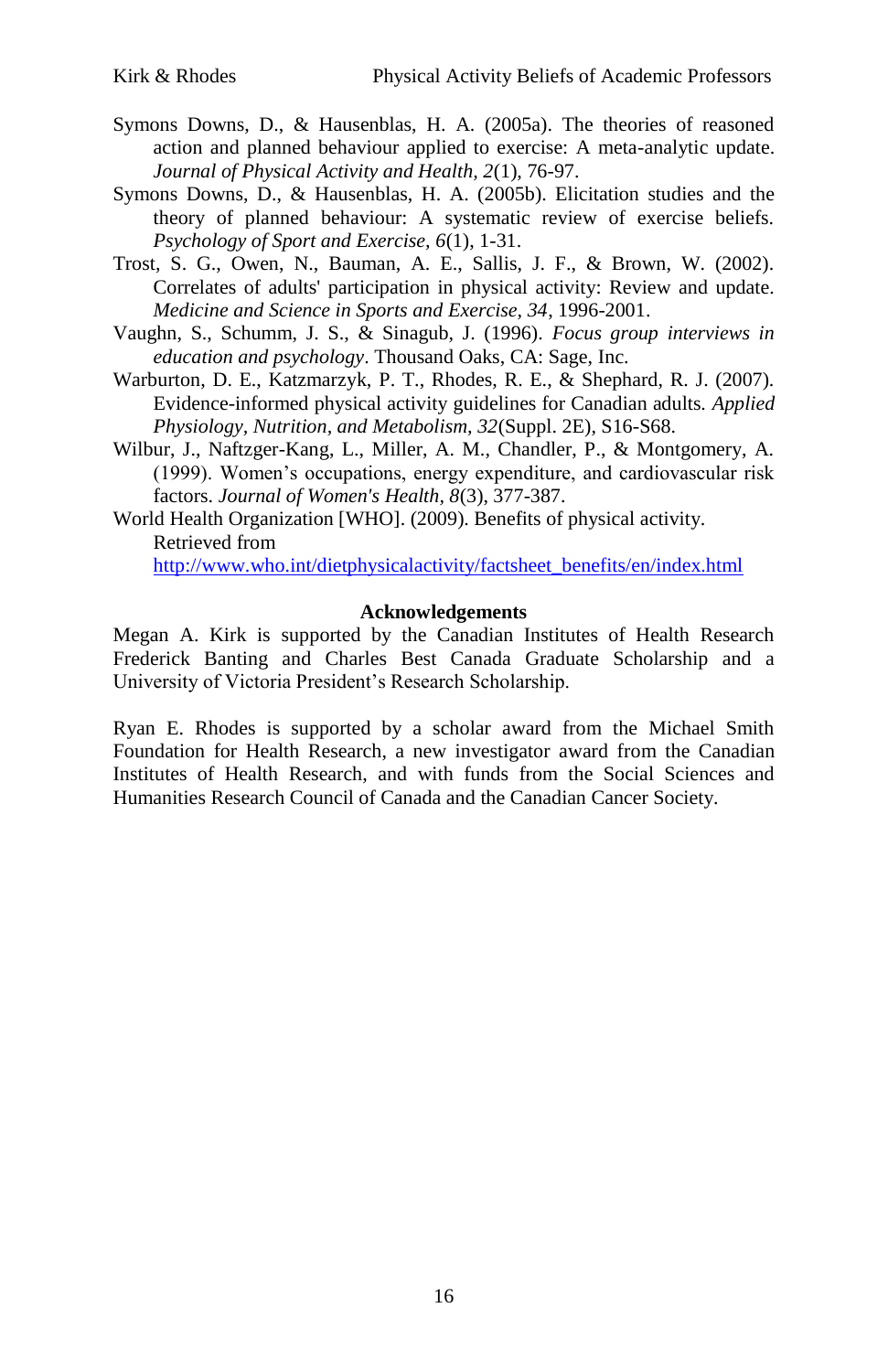Symons Downs, D., & Hausenblas, H. A. (2005a). The theories of reasoned action and planned behaviour applied to exercise: A meta-analytic update. *Journal of Physical Activity and Health, 2*(1), 76-97.

Symons Downs, D., & Hausenblas, H. A. (2005b). Elicitation studies and the theory of planned behaviour: A systematic review of exercise beliefs. *Psychology of Sport and Exercise, 6*(1), 1-31.

Trost, S. G., Owen, N., Bauman, A. E., Sallis, J. F., & Brown, W. (2002). Correlates of adults' participation in physical activity: Review and update. *Medicine and Science in Sports and Exercise, 34*, 1996-2001.

Vaughn, S., Schumm, J. S., & Sinagub, J. (1996). *Focus group interviews in education and psychology*. Thousand Oaks, CA: Sage, Inc.

Warburton, D. E., Katzmarzyk, P. T., Rhodes, R. E., & Shephard, R. J. (2007). Evidence-informed physical activity guidelines for Canadian adults. *Applied Physiology, Nutrition, and Metabolism, 32*(Suppl. 2E), S16-S68.

Wilbur, J., Naftzger-Kang, L., Miller, A. M., Chandler, P., & Montgomery, A. (1999). Women's occupations, energy expenditure, and cardiovascular risk factors. *Journal of Women's Health, 8*(3), 377-387.

World Health Organization [WHO]. (2009). Benefits of physical activity. Retrieved from http://www.who.int/dietphysicalactivity/factsheet_benefits/en/index.html

**Acknowledgements**

Megan A. Kirk is supported by the Canadian Institutes of Health Research Frederick Banting and Charles Best Canada Graduate Scholarship and a University of Victoria President's Research Scholarship.

Ryan E. Rhodes is supported by a scholar award from the Michael Smith Foundation for Health Research, a new investigator award from the Canadian Institutes of Health Research, and with funds from the Social Sciences and Humanities Research Council of Canada and the Canadian Cancer Society.